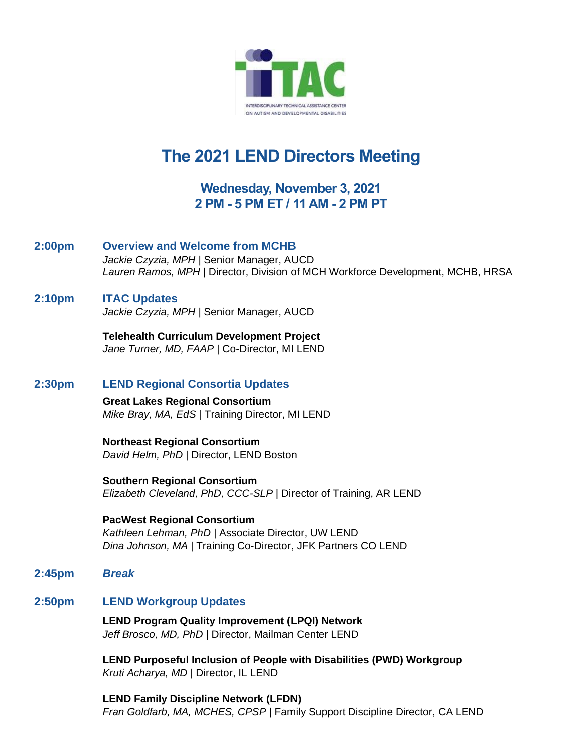ITAC

INTERDISCIPLINARY TECHNICAL ASSISTANCE CENTER ON AUTISM AND DEVELOPMENTAL DISABILITIES

# The 2021 LEND Directors Meeting

### Wednesday, November 3, 2021
### 2 PM - 5 PM ET / 11 AM - 2 PM PT

**2:00pm** **Overview and Welcome from MCHB**
*Jackie Czyzia, MPH* | Senior Manager, AUCD
*Lauren Ramos, MPH* | Director, Division of MCH Workforce Development, MCHB, HRSA

**2:10pm** **ITAC Updates**
*Jackie Czyzia, MPH* | Senior Manager, AUCD

**Telehealth Curriculum Development Project**
*Jane Turner, MD, FAAP* | Co-Director, MI LEND

**2:30pm** **LEND Regional Consortia Updates**

**Great Lakes Regional Consortium**
*Mike Bray, MA, EdS* | Training Director, MI LEND

**Northeast Regional Consortium**
*David Helm, PhD* | Director, LEND Boston

**Southern Regional Consortium**
*Elizabeth Cleveland, PhD, CCC-SLP* | Director of Training, AR LEND

**PacWest Regional Consortium**
*Kathleen Lehman, PhD* | Associate Director, UW LEND
*Dina Johnson, MA* | Training Co-Director, JFK Partners CO LEND

**2:45pm** ***Break***

**2:50pm** **LEND Workgroup Updates**

**LEND Program Quality Improvement (LPQI) Network**
*Jeff Brosco, MD, PhD* | Director, Mailman Center LEND

**LEND Purposeful Inclusion of People with Disabilities (PWD) Workgroup**
*Kruti Acharya, MD* | Director, IL LEND

**LEND Family Discipline Network (LFDN)**
*Fran Goldfarb, MA, MCHES, CPSP* | Family Support Discipline Director, CA LEND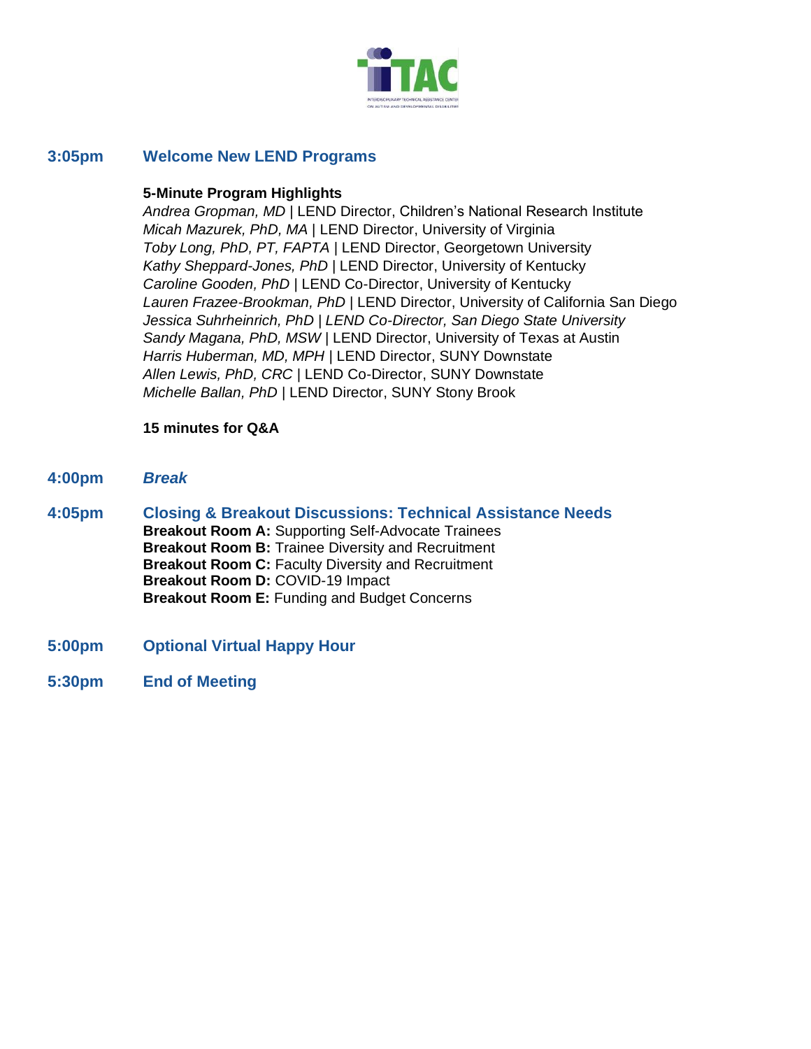**3:05pm** **Welcome New LEND Programs**

**5-Minute Program Highlights**

*Andrea Gropman, MD* | LEND Director, Children's National Research Institute
*Micah Mazurek, PhD, MA* | LEND Director, University of Virginia
*Toby Long, PhD, PT, FAPTA* | LEND Director, Georgetown University
*Kathy Sheppard-Jones, PhD* | LEND Director, University of Kentucky
*Caroline Gooden, PhD* | LEND Co-Director, University of Kentucky
*Lauren Frazee-Brookman, PhD* | LEND Director, University of California San Diego
*Jessica Suhrheinrich, PhD | LEND Co-Director, San Diego State University*
*Sandy Magana, PhD, MSW* | LEND Director, University of Texas at Austin
*Harris Huberman, MD, MPH* | LEND Director, SUNY Downstate
*Allen Lewis, PhD, CRC* | LEND Co-Director, SUNY Downstate
*Michelle Ballan, PhD* | LEND Director, SUNY Stony Brook

**15 minutes for Q&A**

**4:00pm** ***Break***

**4:05pm** **Closing & Breakout Discussions: Technical Assistance Needs**

**Breakout Room A:** Supporting Self-Advocate Trainees
**Breakout Room B:** Trainee Diversity and Recruitment
**Breakout Room C:** Faculty Diversity and Recruitment
**Breakout Room D:** COVID-19 Impact
**Breakout Room E:** Funding and Budget Concerns

**5:00pm** **Optional Virtual Happy Hour**

**5:30pm** **End of Meeting**